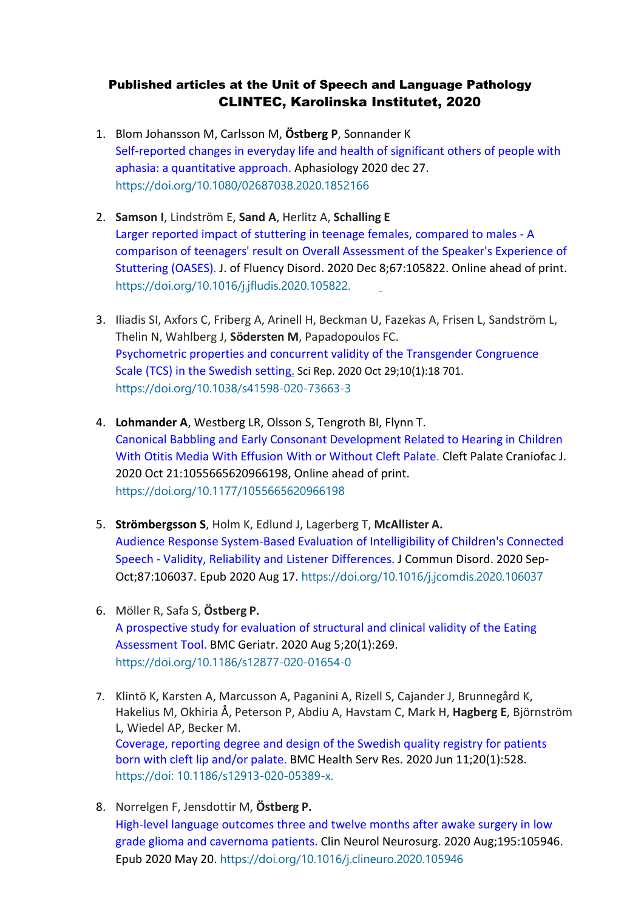### Published articles at the Unit of Speech and Language Pathology
### CLINTEC, Karolinska Institutet, 2020

1. Blom Johansson M, Carlsson M, **Östberg P**, Sonnander K
   Self-reported changes in everyday life and health of significant others of people with aphasia: a quantitative approach. Aphasiology 2020 dec 27.
   https://doi.org/10.1080/02687038.2020.1852166

2. **Samson I**, Lindström E, **Sand A**, Herlitz A, **Schalling E**
   Larger reported impact of stuttering in teenage females, compared to males - A comparison of teenagers' result on Overall Assessment of the Speaker's Experience of Stuttering (OASES). J. of Fluency Disord. 2020 Dec 8;67:105822. Online ahead of print.
   https://doi.org/10.1016/j.jfludis.2020.105822.

3. Iliadis SI, Axfors C, Friberg A, Arinell H, Beckman U, Fazekas A, Frisen L, Sandström L, Thelin N, Wahlberg J, **Södersten M**, Papadopoulos FC.
   Psychometric properties and concurrent validity of the Transgender Congruence Scale (TCS) in the Swedish setting. Sci Rep. 2020 Oct 29;10(1):18 701.
   https://doi.org/10.1038/s41598-020-73663-3

4. **Lohmander A**, Westberg LR, Olsson S, Tengroth BI, Flynn T.
   Canonical Babbling and Early Consonant Development Related to Hearing in Children With Otitis Media With Effusion With or Without Cleft Palate. Cleft Palate Craniofac J. 2020 Oct 21:1055665620966198, Online ahead of print.
   https://doi.org/10.1177/1055665620966198

5. **Strömbergsson S**, Holm K, Edlund J, Lagerberg T, **McAllister A.**
   Audience Response System-Based Evaluation of Intelligibility of Children's Connected Speech - Validity, Reliability and Listener Differences. J Commun Disord. 2020 Sep-Oct;87:106037. Epub 2020 Aug 17. https://doi.org/10.1016/j.jcomdis.2020.106037

6. Möller R, Safa S, **Östberg P.**
   A prospective study for evaluation of structural and clinical validity of the Eating Assessment Tool. BMC Geriatr. 2020 Aug 5;20(1):269.
   https://doi.org/10.1186/s12877-020-01654-0

7. Klintö K, Karsten A, Marcusson A, Paganini A, Rizell S, Cajander J, Brunnegård K, Hakelius M, Okhiria Å, Peterson P, Abdiu A, Havstam C, Mark H, **Hagberg E**, Björnström L, Wiedel AP, Becker M.
   Coverage, reporting degree and design of the Swedish quality registry for patients born with cleft lip and/or palate. BMC Health Serv Res. 2020 Jun 11;20(1):528.
   https://doi: 10.1186/s12913-020-05389-x.

8. Norrelgen F, Jensdottir M, **Östberg P.**
   High-level language outcomes three and twelve months after awake surgery in low grade glioma and cavernoma patients. Clin Neurol Neurosurg. 2020 Aug;195:105946. Epub 2020 May 20. https://doi.org/10.1016/j.clineuro.2020.105946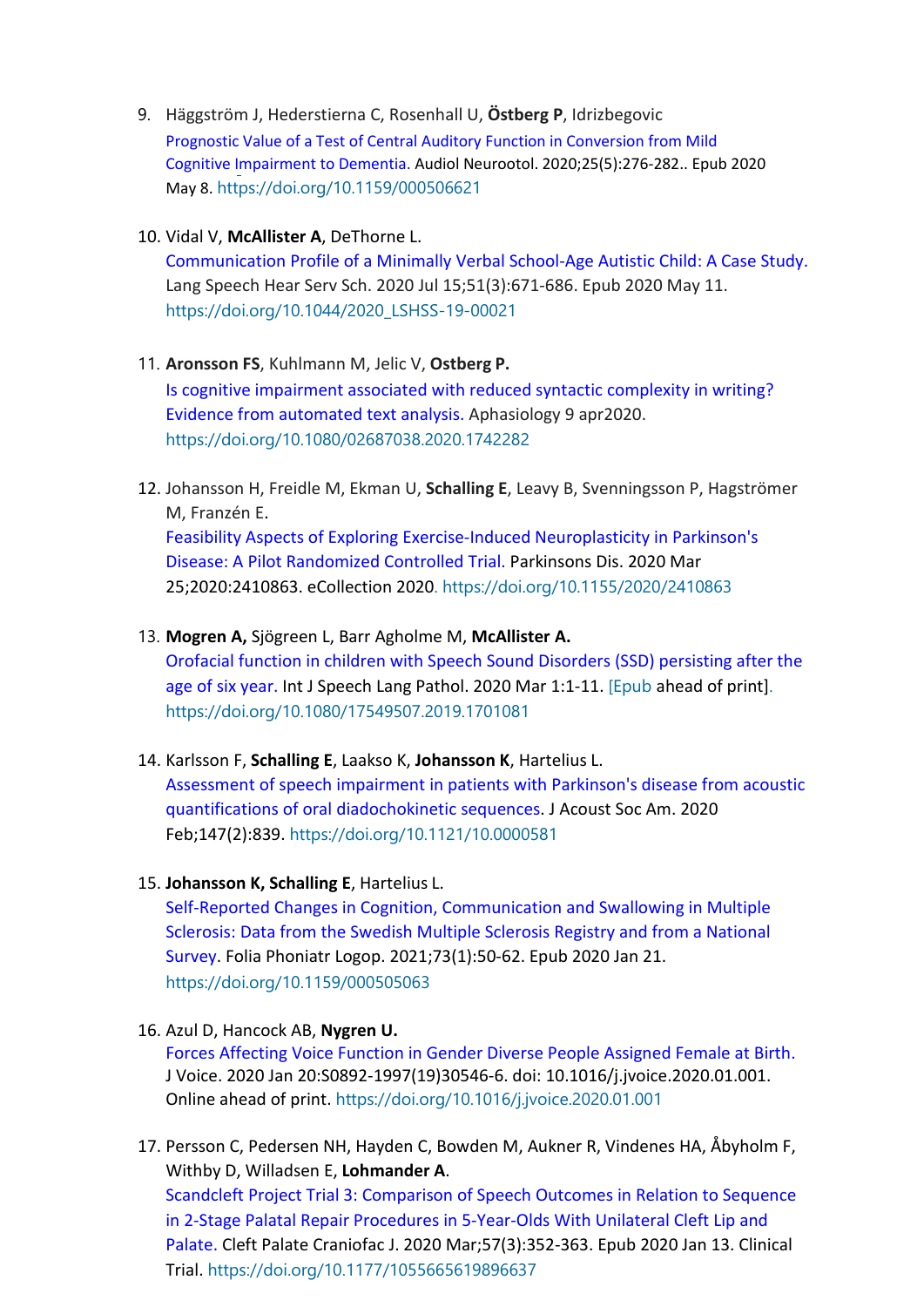9. Häggström J, Hederstierna C, Rosenhall U, **Östberg P**, Idrizbegovic
   Prognostic Value of a Test of Central Auditory Function in Conversion from Mild Cognitive Impairment to Dementia. Audiol Neurootol. 2020;25(5):276-282.. Epub 2020 May 8. https://doi.org/10.1159/000506621

10. Vidal V, **McAllister A**, DeThorne L.
    Communication Profile of a Minimally Verbal School-Age Autistic Child: A Case Study. Lang Speech Hear Serv Sch. 2020 Jul 15;51(3):671-686. Epub 2020 May 11. https://doi.org/10.1044/2020_LSHSS-19-00021

11. **Aronsson FS**, Kuhlmann M, Jelic V, **Ostberg P.**
    Is cognitive impairment associated with reduced syntactic complexity in writing? Evidence from automated text analysis. Aphasiology 9 apr2020. https://doi.org/10.1080/02687038.2020.1742282

12. Johansson H, Freidle M, Ekman U, **Schalling E**, Leavy B, Svenningsson P, Hagströmer M, Franzén E.
    Feasibility Aspects of Exploring Exercise-Induced Neuroplasticity in Parkinson's Disease: A Pilot Randomized Controlled Trial. Parkinsons Dis. 2020 Mar 25;2020:2410863. eCollection 2020. https://doi.org/10.1155/2020/2410863

13. **Mogren A,** Sjögreen L, Barr Agholme M, **McAllister A.**
    Orofacial function in children with Speech Sound Disorders (SSD) persisting after the age of six year. Int J Speech Lang Pathol. 2020 Mar 1:1-11. [Epub ahead of print]. https://doi.org/10.1080/17549507.2019.1701081

14. Karlsson F, **Schalling E**, Laakso K, **Johansson K**, Hartelius L.
    Assessment of speech impairment in patients with Parkinson's disease from acoustic quantifications of oral diadochokinetic sequences. J Acoust Soc Am. 2020 Feb;147(2):839. https://doi.org/10.1121/10.0000581

15. **Johansson K, Schalling E**, Hartelius L.
    Self-Reported Changes in Cognition, Communication and Swallowing in Multiple Sclerosis: Data from the Swedish Multiple Sclerosis Registry and from a National Survey. Folia Phoniatr Logop. 2021;73(1):50-62. Epub 2020 Jan 21. https://doi.org/10.1159/000505063

16. Azul D, Hancock AB, **Nygren U.**
    Forces Affecting Voice Function in Gender Diverse People Assigned Female at Birth. J Voice. 2020 Jan 20:S0892-1997(19)30546-6. doi: 10.1016/j.jvoice.2020.01.001. Online ahead of print. https://doi.org/10.1016/j.jvoice.2020.01.001

17. Persson C, Pedersen NH, Hayden C, Bowden M, Aukner R, Vindenes HA, Åbyholm F, Withby D, Willadsen E, **Lohmander A**.
    Scandcleft Project Trial 3: Comparison of Speech Outcomes in Relation to Sequence in 2-Stage Palatal Repair Procedures in 5-Year-Olds With Unilateral Cleft Lip and Palate. Cleft Palate Craniofac J. 2020 Mar;57(3):352-363. Epub 2020 Jan 13. Clinical Trial. https://doi.org/10.1177/1055665619896637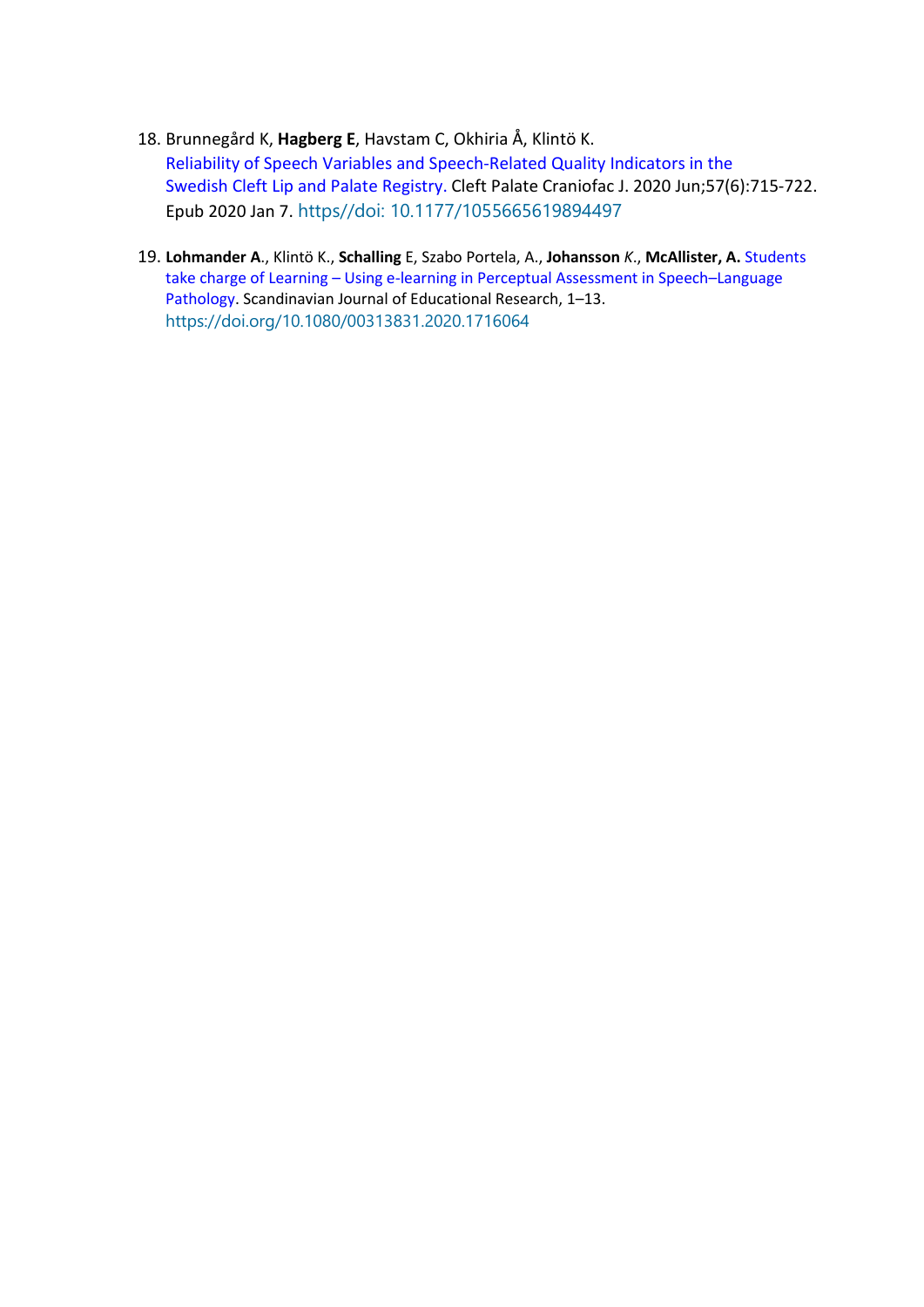18. Brunnegård K, **Hagberg E**, Havstam C, Okhiria Å, Klintö K.
    Reliability of Speech Variables and Speech-Related Quality Indicators in the Swedish Cleft Lip and Palate Registry. Cleft Palate Craniofac J. 2020 Jun;57(6):715-722. Epub 2020 Jan 7. https//doi: 10.1177/1055665619894497

19. **Lohmander A**., Klintö K., **Schalling** E, Szabo Portela, A., **Johansson** *K*., **McAllister, A.** Students take charge of Learning – Using e-learning in Perceptual Assessment in Speech–Language Pathology. Scandinavian Journal of Educational Research, 1–13. https://doi.org/10.1080/00313831.2020.1716064